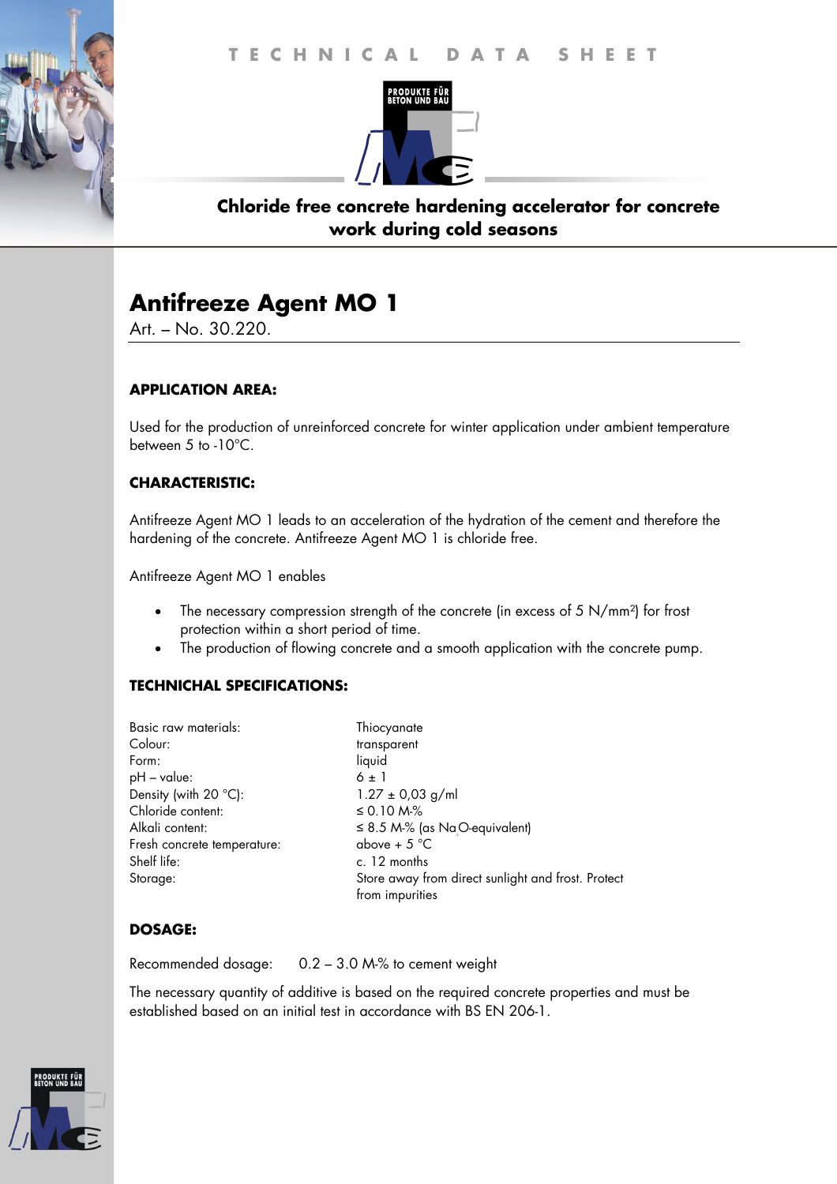TECHNICAL DATA SHEET

**Chloride free concrete hardening accelerator for concrete work during cold seasons**

# Antifreeze Agent MO 1

Art. – No. 30.220.

### APPLICATION AREA:

Used for the production of unreinforced concrete for winter application under ambient temperature between 5 to -10°C.

### CHARACTERISTIC:

Antifreeze Agent MO 1 leads to an acceleration of the hydration of the cement and therefore the hardening of the concrete. Antifreeze Agent MO 1 is chloride free.

Antifreeze Agent MO 1 enables

- The necessary compression strength of the concrete (in excess of 5 N/mm²) for frost protection within a short period of time.
- The production of flowing concrete and a smooth application with the concrete pump.

### TECHNICHAL SPECIFICATIONS:

| | |
|---|---|
| Basic raw materials: | Thiocyanate |
| Colour: | transparent |
| Form: | liquid |
| pH – value: | 6 ± 1 |
| Density (with 20 °C): | 1.27 ± 0,03 g/ml |
| Chloride content: | ≤ 0.10 M-% |
| Alkali content: | ≤ 8.5 M-% (as $Na_2O$-equivalent) |
| Fresh concrete temperature: | above + 5 °C |
| Shelf life: | c. 12 months |
| Storage: | Store away from direct sunlight and frost. Protect from impurities |

### DOSAGE:

Recommended dosage: 0.2 – 3.0 M-% to cement weight

The necessary quantity of additive is based on the required concrete properties and must be established based on an initial test in accordance with BS EN 206-1.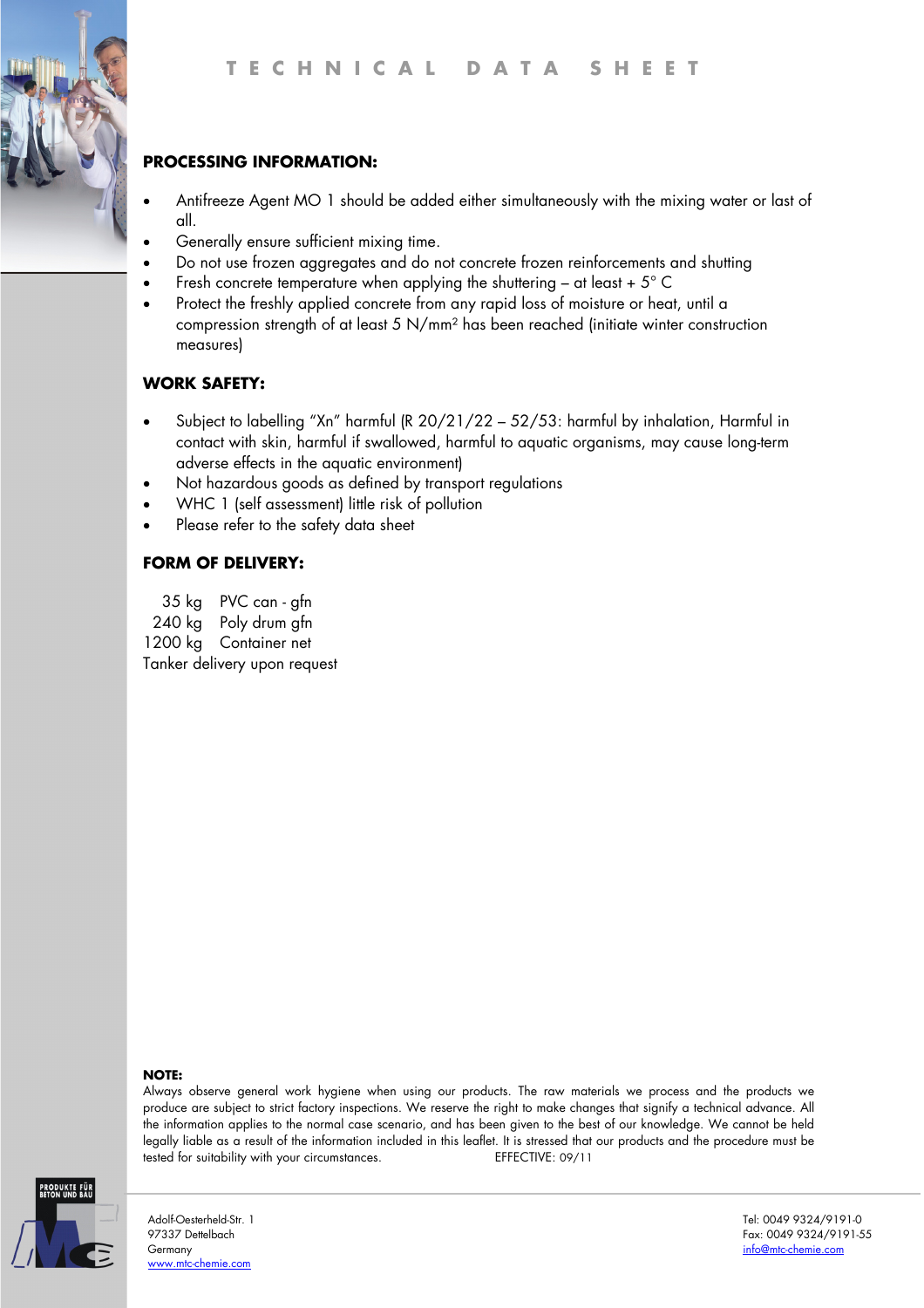## PROCESSING INFORMATION:

- Antifreeze Agent MO 1 should be added either simultaneously with the mixing water or last of all.
- Generally ensure sufficient mixing time.
- Do not use frozen aggregates and do not concrete frozen reinforcements and shutting
- Fresh concrete temperature when applying the shuttering – at least + 5° C
- Protect the freshly applied concrete from any rapid loss of moisture or heat, until a compression strength of at least 5 $N/mm^2$ has been reached (initiate winter construction measures)

## WORK SAFETY:

- Subject to labelling "Xn" harmful (R 20/21/22 – 52/53: harmful by inhalation, Harmful in contact with skin, harmful if swallowed, harmful to aquatic organisms, may cause long-term adverse effects in the aquatic environment)
- Not hazardous goods as defined by transport regulations
- WHC 1 (self assessment) little risk of pollution
- Please refer to the safety data sheet

## FORM OF DELIVERY:

| | |
|---|---|
| 35 kg | PVC can - gfn |
| 240 kg | Poly drum gfn |
| 1200 kg | Container net |

Tanker delivery upon request

**NOTE:**
Always observe general work hygiene when using our products. The raw materials we process and the products we produce are subject to strict factory inspections. We reserve the right to make changes that signify a technical advance. All the information applies to the normal case scenario, and has been given to the best of our knowledge. We cannot be held legally liable as a result of the information included in this leaflet. It is stressed that our products and the procedure must be tested for suitability with your circumstances. EFFECTIVE: 09/11

Adolf-Oesterheld-Str. 1
97337 Dettelbach
Germany
www.mtc-chemie.com

Tel: 0049 9324/9191-0
Fax: 0049 9324/9191-55
info@mtc-chemie.com